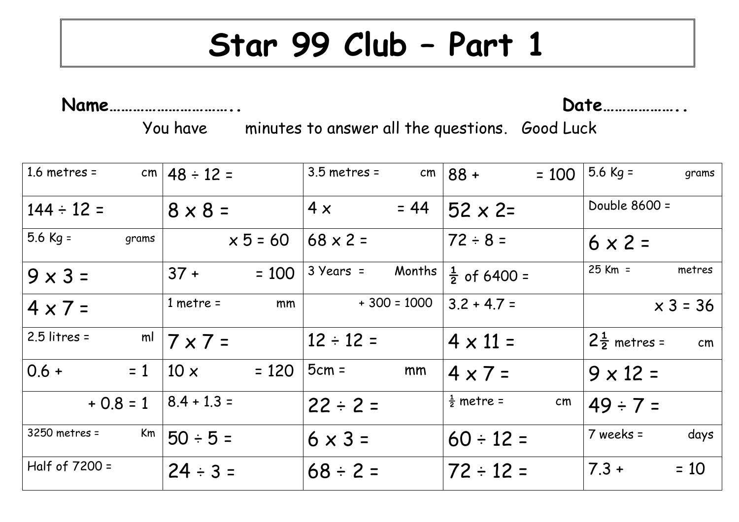# Star 99 Club – Part 1

**Name…………………………..** **Date………………..**

You have minutes to answer all the questions. Good Luck

| | | | | |
|---|---|---|---|---|
| 1.6 metres = cm | 48 ÷ 12 = | 3.5 metres = cm | 88 + = 100 | 5.6 Kg = grams |
| 144 ÷ 12 = | 8 x 8 = | 4 x = 44 | 52 x 2= | Double 8600 = |
| 5.6 Kg = grams | x 5 = 60 | 68 x 2 = | 72 ÷ 8 = | 6 x 2 = |
| 9 x 3 = | 37 + = 100 | 3 Years = Months | ½ of 6400 = | 25 Km = metres |
| 4 x 7 = | 1 metre = mm | + 300 = 1000 | 3.2 + 4.7 = | x 3 = 36 |
| 2.5 litres = ml | 7 x 7 = | 12 ÷ 12 = | 4 x 11 = | 2½ metres = cm |
| 0.6 + = 1 | 10 x = 120 | 5cm = mm | 4 x 7 = | 9 x 12 = |
| + 0.8 = 1 | 8.4 + 1.3 = | 22 ÷ 2 = | ½ metre = cm | 49 ÷ 7 = |
| 3250 metres = Km | 50 ÷ 5 = | 6 x 3 = | 60 ÷ 12 = | 7 weeks = days |
| Half of 7200 = | 24 ÷ 3 = | 68 ÷ 2 = | 72 ÷ 12 = | 7.3 + = 10 |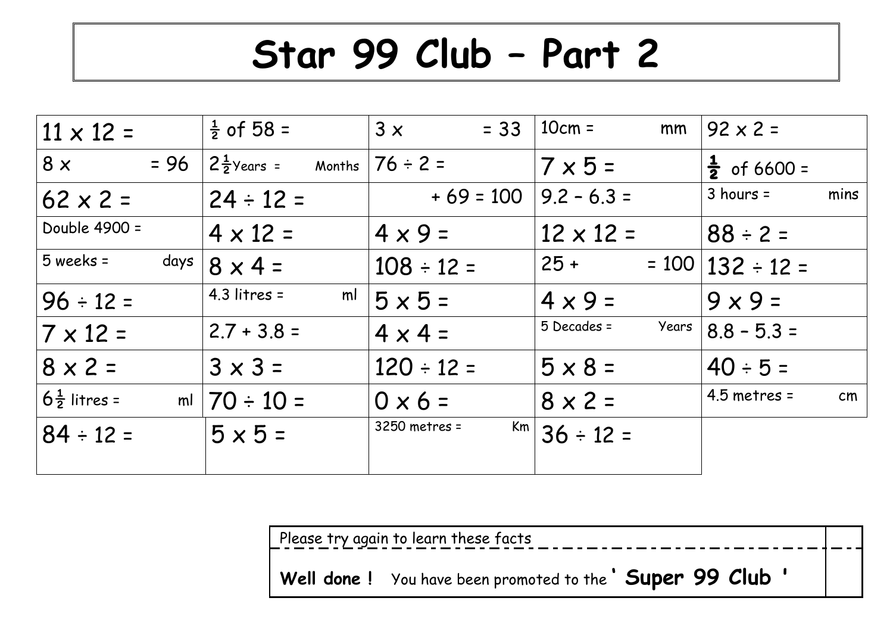# Star 99 Club – Part 2

| | | | | |
|---|---|---|---|---|
| 11 x 12 = | ½ of 58 = | 3 x = 33 | 10cm = mm | 92 x 2 = |
| 8 x = 96 | 2½ Years = Months | 76 ÷ 2 = | 7 x 5 = | ½ of 6600 = |
| 62 x 2 = | 24 ÷ 12 = | + 69 = 100 | 9.2 – 6.3 = | 3 hours = mins |
| Double 4900 = | 4 x 12 = | 4 x 9 = | 12 x 12 = | 88 ÷ 2 = |
| 5 weeks = days | 8 x 4 = | 108 ÷ 12 = | 25 + = 100 | 132 ÷ 12 = |
| 96 ÷ 12 = | 4.3 litres = ml | 5 x 5 = | 4 x 9 = | 9 x 9 = |
| 7 x 12 = | 2.7 + 3.8 = | 4 x 4 = | 5 Decades = Years | 8.8 – 5.3 = |
| 8 x 2 = | 3 x 3 = | 120 ÷ 12 = | 5 x 8 = | 40 ÷ 5 = |
| 6½ litres = ml | 70 ÷ 10 = | 0 x 6 = | 8 x 2 = | 4.5 metres = cm |
| 84 ÷ 12 = | 5 x 5 = | 3250 metres = Km | 36 ÷ 12 = | |

| | |
|---|---|
| Please try again to learn these facts | |
| **Well done !** You have been promoted to the **' Super 99 Club '** | |